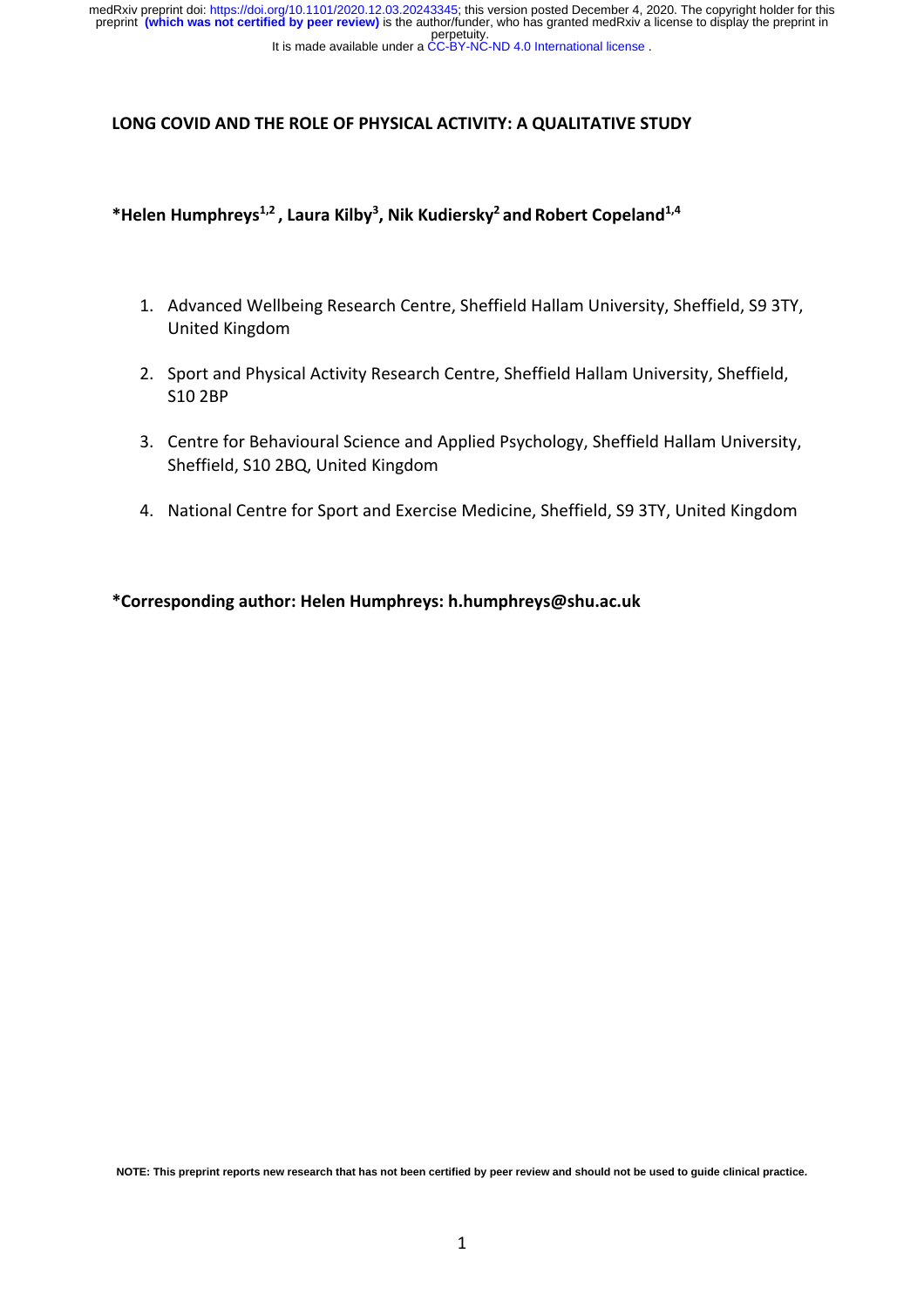# LONG COVID AND THE ROLE OF PHYSICAL ACTIVITY: A QUALITATIVE STUDY

**\*Helen Humphreys[1,2], Laura Kilby[3], Nik Kudiersky[2] and Robert Copeland[1,4]**

1. Advanced Wellbeing Research Centre, Sheffield Hallam University, Sheffield, S9 3TY, United Kingdom
2. Sport and Physical Activity Research Centre, Sheffield Hallam University, Sheffield, S10 2BP
3. Centre for Behavioural Science and Applied Psychology, Sheffield Hallam University, Sheffield, S10 2BQ, United Kingdom
4. National Centre for Sport and Exercise Medicine, Sheffield, S9 3TY, United Kingdom

**\*Corresponding author: Helen Humphreys: h.humphreys@shu.ac.uk**

**NOTE: This preprint reports new research that has not been certified by peer review and should not be used to guide clinical practice.**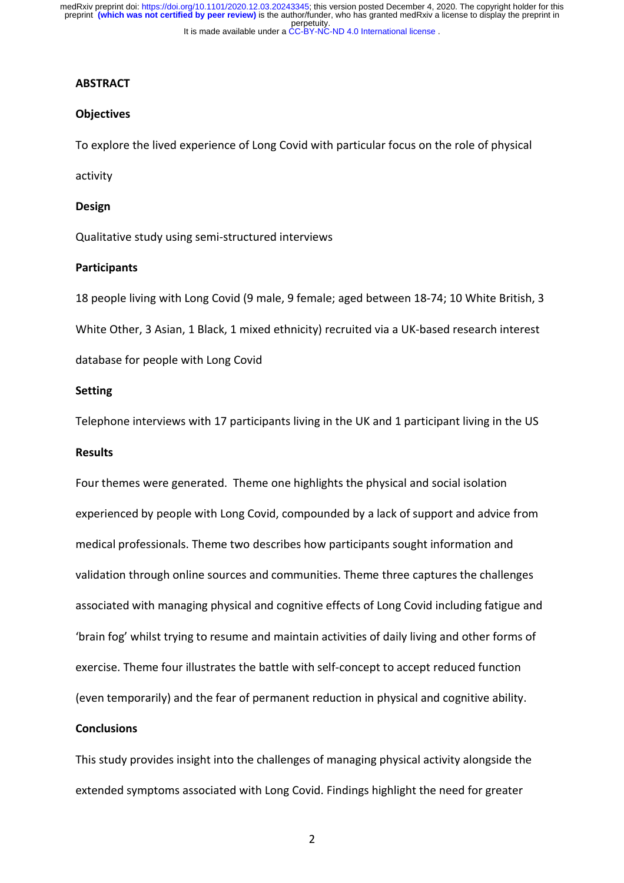## ABSTRACT

### Objectives

To explore the lived experience of Long Covid with particular focus on the role of physical activity

### Design

Qualitative study using semi-structured interviews

### Participants

18 people living with Long Covid (9 male, 9 female; aged between 18-74; 10 White British, 3 White Other, 3 Asian, 1 Black, 1 mixed ethnicity) recruited via a UK-based research interest database for people with Long Covid

### Setting

Telephone interviews with 17 participants living in the UK and 1 participant living in the US

### Results

Four themes were generated. Theme one highlights the physical and social isolation experienced by people with Long Covid, compounded by a lack of support and advice from medical professionals. Theme two describes how participants sought information and validation through online sources and communities. Theme three captures the challenges associated with managing physical and cognitive effects of Long Covid including fatigue and 'brain fog' whilst trying to resume and maintain activities of daily living and other forms of exercise. Theme four illustrates the battle with self-concept to accept reduced function (even temporarily) and the fear of permanent reduction in physical and cognitive ability.

### Conclusions

This study provides insight into the challenges of managing physical activity alongside the extended symptoms associated with Long Covid. Findings highlight the need for greater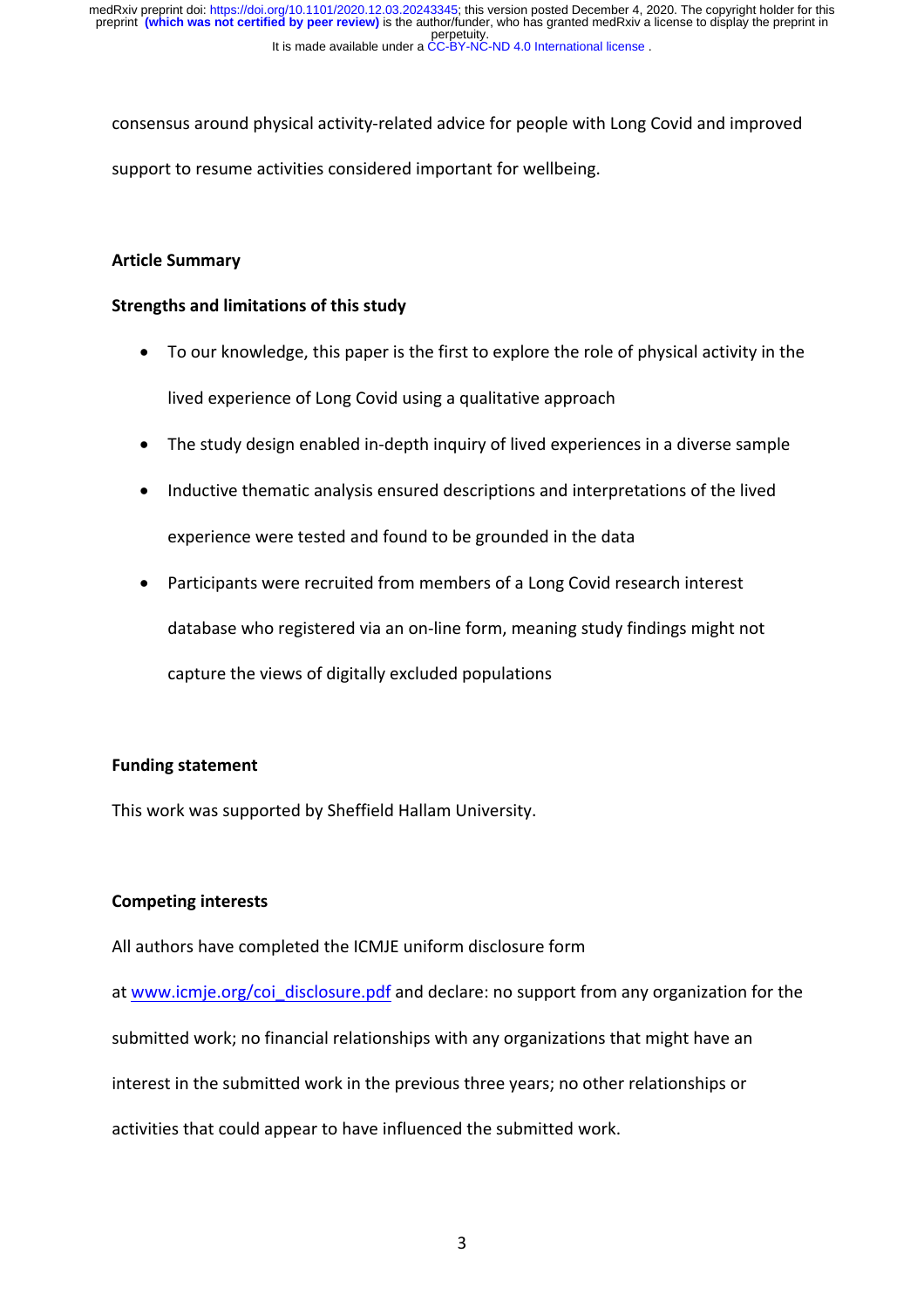consensus around physical activity-related advice for people with Long Covid and improved support to resume activities considered important for wellbeing.

**Article Summary**

**Strengths and limitations of this study**

- To our knowledge, this paper is the first to explore the role of physical activity in the lived experience of Long Covid using a qualitative approach
- The study design enabled in-depth inquiry of lived experiences in a diverse sample
- Inductive thematic analysis ensured descriptions and interpretations of the lived experience were tested and found to be grounded in the data
- Participants were recruited from members of a Long Covid research interest database who registered via an on-line form, meaning study findings might not capture the views of digitally excluded populations

**Funding statement**

This work was supported by Sheffield Hallam University.

**Competing interests**

All authors have completed the ICMJE uniform disclosure form at www.icmje.org/coi_disclosure.pdf and declare: no support from any organization for the submitted work; no financial relationships with any organizations that might have an interest in the submitted work in the previous three years; no other relationships or activities that could appear to have influenced the submitted work.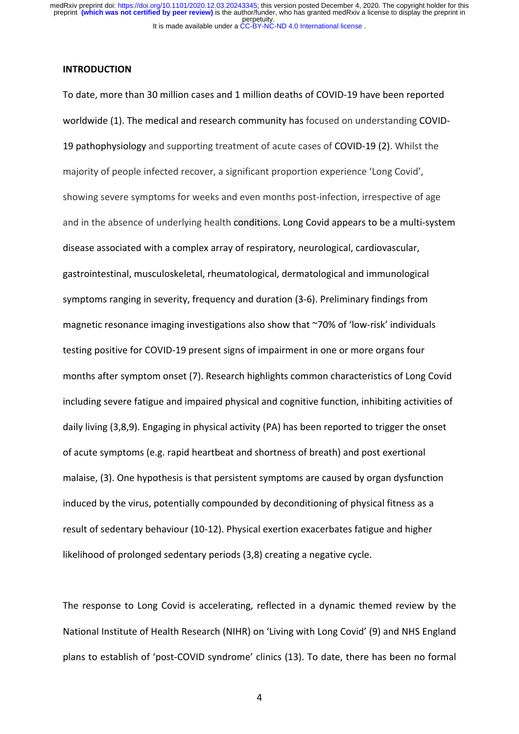## INTRODUCTION

To date, more than 30 million cases and 1 million deaths of COVID-19 have been reported worldwide (1). The medical and research community has focused on understanding COVID-19 pathophysiology and supporting treatment of acute cases of COVID-19 (2). Whilst the majority of people infected recover, a significant proportion experience 'Long Covid', showing severe symptoms for weeks and even months post-infection, irrespective of age and in the absence of underlying health conditions. Long Covid appears to be a multi-system disease associated with a complex array of respiratory, neurological, cardiovascular, gastrointestinal, musculoskeletal, rheumatological, dermatological and immunological symptoms ranging in severity, frequency and duration (3-6). Preliminary findings from magnetic resonance imaging investigations also show that ~70% of 'low-risk' individuals testing positive for COVID-19 present signs of impairment in one or more organs four months after symptom onset (7). Research highlights common characteristics of Long Covid including severe fatigue and impaired physical and cognitive function, inhibiting activities of daily living (3,8,9). Engaging in physical activity (PA) has been reported to trigger the onset of acute symptoms (e.g. rapid heartbeat and shortness of breath) and post exertional malaise, (3). One hypothesis is that persistent symptoms are caused by organ dysfunction induced by the virus, potentially compounded by deconditioning of physical fitness as a result of sedentary behaviour (10-12). Physical exertion exacerbates fatigue and higher likelihood of prolonged sedentary periods (3,8) creating a negative cycle.

The response to Long Covid is accelerating, reflected in a dynamic themed review by the National Institute of Health Research (NIHR) on 'Living with Long Covid' (9) and NHS England plans to establish of 'post-COVID syndrome' clinics (13). To date, there has been no formal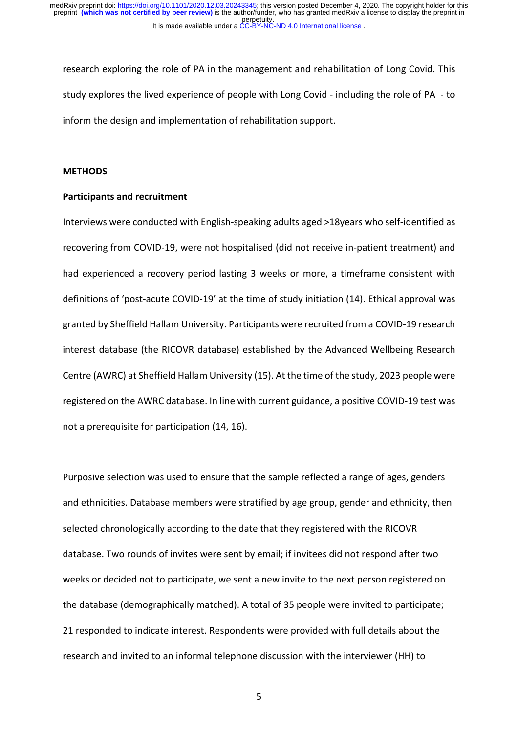research exploring the role of PA in the management and rehabilitation of Long Covid. This study explores the lived experience of people with Long Covid - including the role of PA - to inform the design and implementation of rehabilitation support.

## METHODS

### Participants and recruitment

Interviews were conducted with English-speaking adults aged >18years who self-identified as recovering from COVID-19, were not hospitalised (did not receive in-patient treatment) and had experienced a recovery period lasting 3 weeks or more, a timeframe consistent with definitions of 'post-acute COVID-19' at the time of study initiation (14). Ethical approval was granted by Sheffield Hallam University. Participants were recruited from a COVID-19 research interest database (the RICOVR database) established by the Advanced Wellbeing Research Centre (AWRC) at Sheffield Hallam University (15). At the time of the study, 2023 people were registered on the AWRC database. In line with current guidance, a positive COVID-19 test was not a prerequisite for participation (14, 16).

Purposive selection was used to ensure that the sample reflected a range of ages, genders and ethnicities. Database members were stratified by age group, gender and ethnicity, then selected chronologically according to the date that they registered with the RICOVR database. Two rounds of invites were sent by email; if invitees did not respond after two weeks or decided not to participate, we sent a new invite to the next person registered on the database (demographically matched). A total of 35 people were invited to participate; 21 responded to indicate interest. Respondents were provided with full details about the research and invited to an informal telephone discussion with the interviewer (HH) to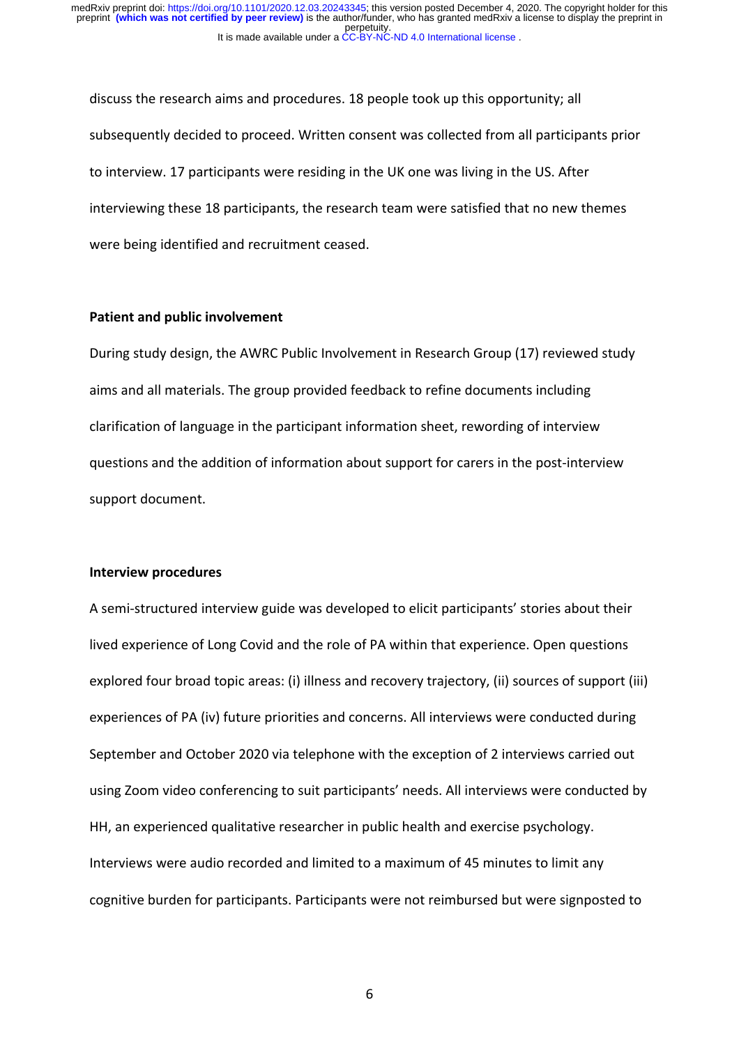discuss the research aims and procedures. 18 people took up this opportunity; all subsequently decided to proceed. Written consent was collected from all participants prior to interview. 17 participants were residing in the UK one was living in the US. After interviewing these 18 participants, the research team were satisfied that no new themes were being identified and recruitment ceased.

**Patient and public involvement**

During study design, the AWRC Public Involvement in Research Group (17) reviewed study aims and all materials. The group provided feedback to refine documents including clarification of language in the participant information sheet, rewording of interview questions and the addition of information about support for carers in the post-interview support document.

**Interview procedures**

A semi-structured interview guide was developed to elicit participants' stories about their lived experience of Long Covid and the role of PA within that experience. Open questions explored four broad topic areas: (i) illness and recovery trajectory, (ii) sources of support (iii) experiences of PA (iv) future priorities and concerns. All interviews were conducted during September and October 2020 via telephone with the exception of 2 interviews carried out using Zoom video conferencing to suit participants' needs. All interviews were conducted by HH, an experienced qualitative researcher in public health and exercise psychology. Interviews were audio recorded and limited to a maximum of 45 minutes to limit any cognitive burden for participants. Participants were not reimbursed but were signposted to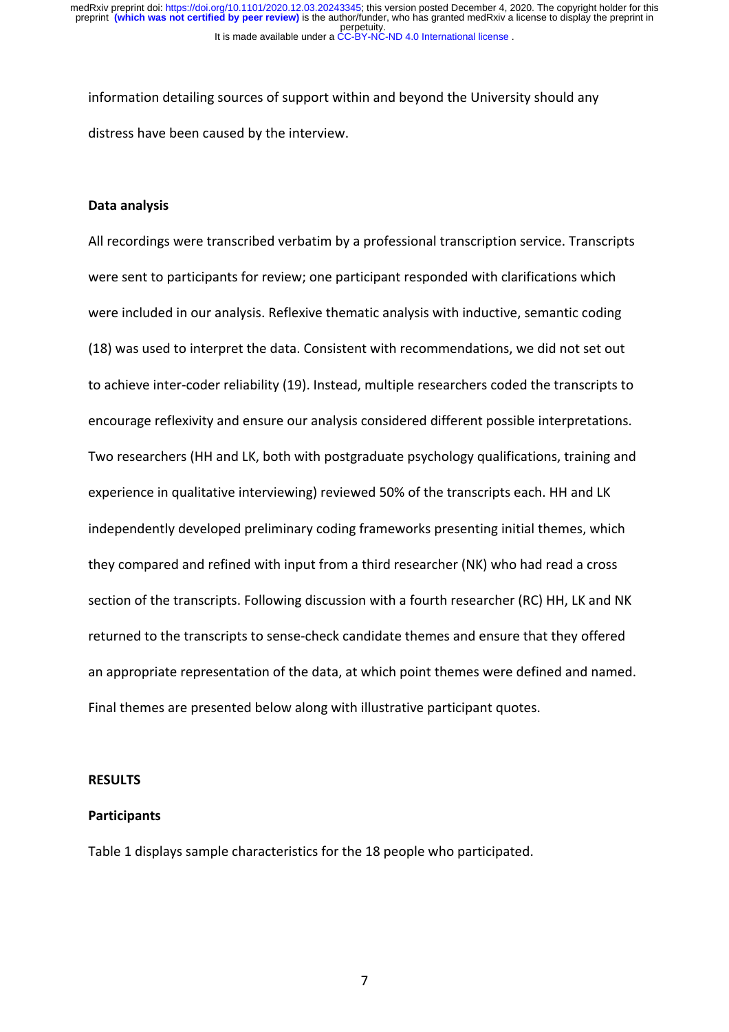information detailing sources of support within and beyond the University should any distress have been caused by the interview.

**Data analysis**

All recordings were transcribed verbatim by a professional transcription service. Transcripts were sent to participants for review; one participant responded with clarifications which were included in our analysis. Reflexive thematic analysis with inductive, semantic coding (18) was used to interpret the data. Consistent with recommendations, we did not set out to achieve inter-coder reliability (19). Instead, multiple researchers coded the transcripts to encourage reflexivity and ensure our analysis considered different possible interpretations. Two researchers (HH and LK, both with postgraduate psychology qualifications, training and experience in qualitative interviewing) reviewed 50% of the transcripts each. HH and LK independently developed preliminary coding frameworks presenting initial themes, which they compared and refined with input from a third researcher (NK) who had read a cross section of the transcripts. Following discussion with a fourth researcher (RC) HH, LK and NK returned to the transcripts to sense-check candidate themes and ensure that they offered an appropriate representation of the data, at which point themes were defined and named. Final themes are presented below along with illustrative participant quotes.

**RESULTS**

**Participants**

Table 1 displays sample characteristics for the 18 people who participated.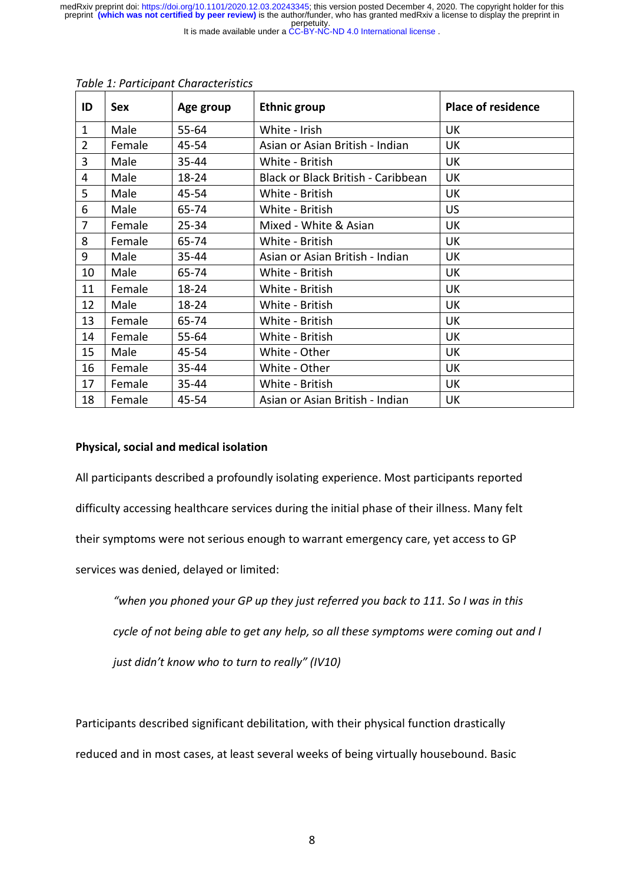*Table 1: Participant Characteristics*

| ID | Sex | Age group | Ethnic group | Place of residence |
|---|---|---|---|---|
| 1 | Male | 55-64 | White - Irish | UK |
| 2 | Female | 45-54 | Asian or Asian British - Indian | UK |
| 3 | Male | 35-44 | White - British | UK |
| 4 | Male | 18-24 | Black or Black British - Caribbean | UK |
| 5 | Male | 45-54 | White - British | UK |
| 6 | Male | 65-74 | White - British | US |
| 7 | Female | 25-34 | Mixed - White & Asian | UK |
| 8 | Female | 65-74 | White - British | UK |
| 9 | Male | 35-44 | Asian or Asian British - Indian | UK |
| 10 | Male | 65-74 | White - British | UK |
| 11 | Female | 18-24 | White - British | UK |
| 12 | Male | 18-24 | White - British | UK |
| 13 | Female | 65-74 | White - British | UK |
| 14 | Female | 55-64 | White - British | UK |
| 15 | Male | 45-54 | White - Other | UK |
| 16 | Female | 35-44 | White - Other | UK |
| 17 | Female | 35-44 | White - British | UK |
| 18 | Female | 45-54 | Asian or Asian British - Indian | UK |

**Physical, social and medical isolation**

All participants described a profoundly isolating experience. Most participants reported difficulty accessing healthcare services during the initial phase of their illness. Many felt their symptoms were not serious enough to warrant emergency care, yet access to GP services was denied, delayed or limited:

> *"when you phoned your GP up they just referred you back to 111. So I was in this cycle of not being able to get any help, so all these symptoms were coming out and I just didn't know who to turn to really" (IV10)*

Participants described significant debilitation, with their physical function drastically reduced and in most cases, at least several weeks of being virtually housebound. Basic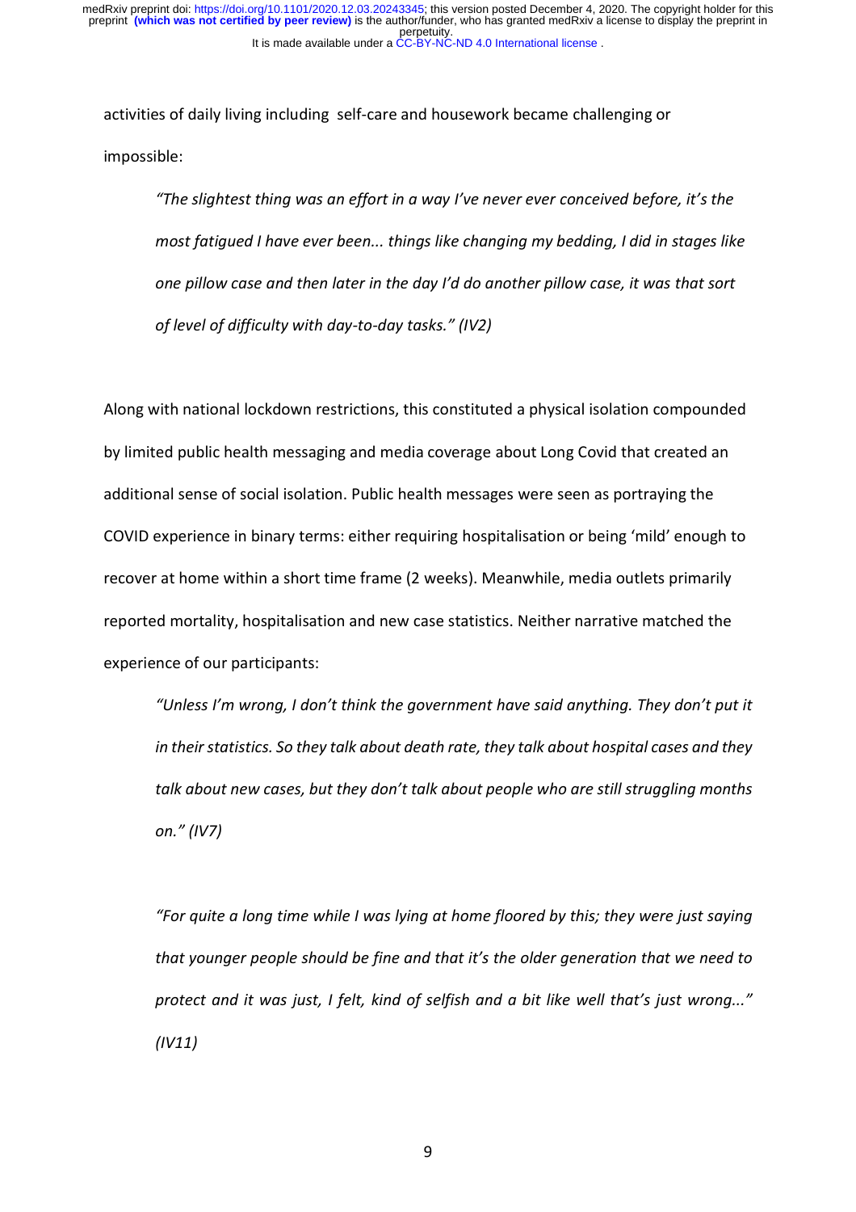activities of daily living including self-care and housework became challenging or impossible:

> *"The slightest thing was an effort in a way I've never ever conceived before, it's the most fatigued I have ever been... things like changing my bedding, I did in stages like one pillow case and then later in the day I'd do another pillow case, it was that sort of level of difficulty with day-to-day tasks." (IV2)*

Along with national lockdown restrictions, this constituted a physical isolation compounded by limited public health messaging and media coverage about Long Covid that created an additional sense of social isolation. Public health messages were seen as portraying the COVID experience in binary terms: either requiring hospitalisation or being 'mild' enough to recover at home within a short time frame (2 weeks). Meanwhile, media outlets primarily reported mortality, hospitalisation and new case statistics. Neither narrative matched the experience of our participants:

> *"Unless I'm wrong, I don't think the government have said anything. They don't put it in their statistics. So they talk about death rate, they talk about hospital cases and they talk about new cases, but they don't talk about people who are still struggling months on." (IV7)*

> *"For quite a long time while I was lying at home floored by this; they were just saying that younger people should be fine and that it's the older generation that we need to protect and it was just, I felt, kind of selfish and a bit like well that's just wrong..." (IV11)*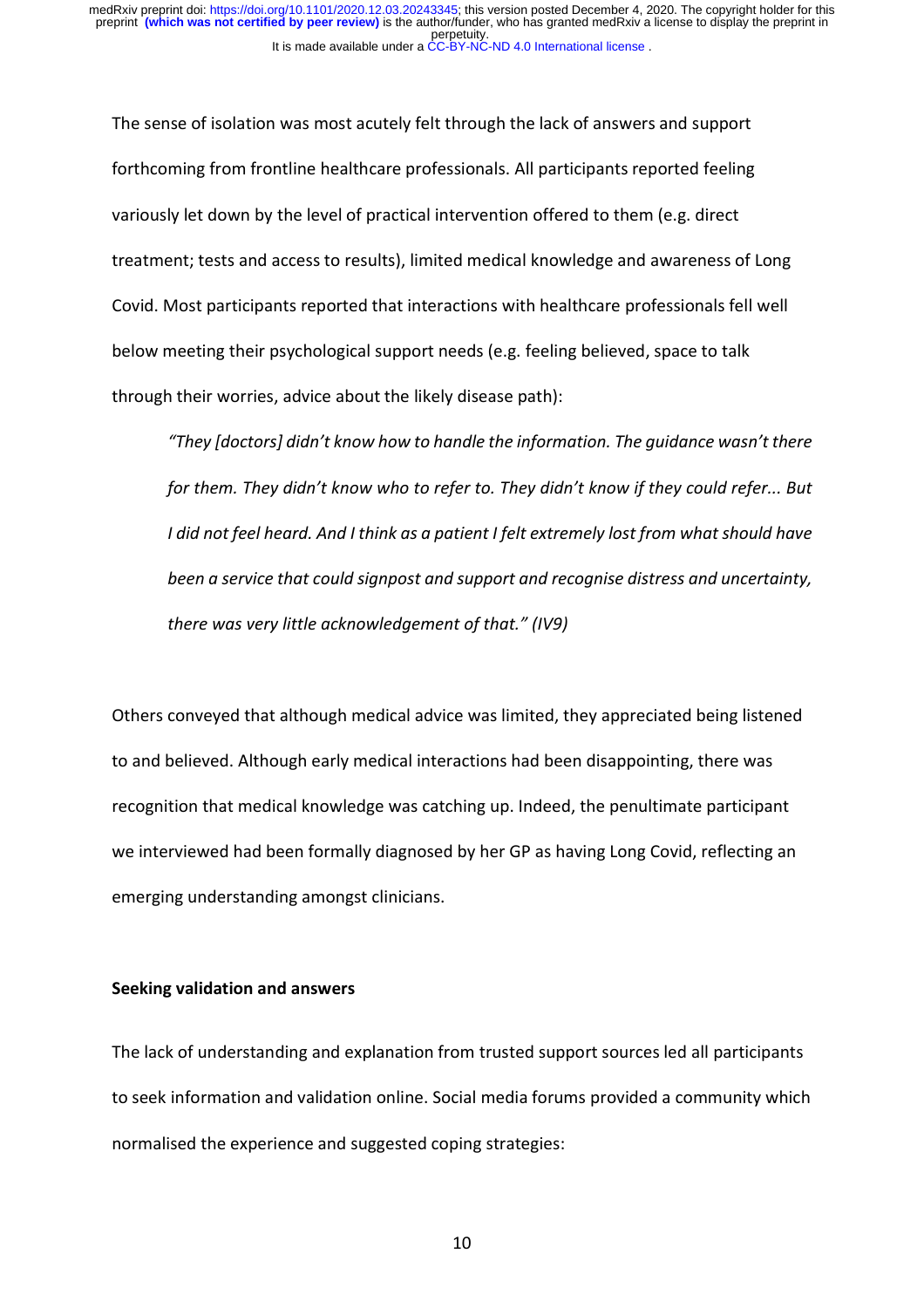The sense of isolation was most acutely felt through the lack of answers and support forthcoming from frontline healthcare professionals. All participants reported feeling variously let down by the level of practical intervention offered to them (e.g. direct treatment; tests and access to results), limited medical knowledge and awareness of Long Covid. Most participants reported that interactions with healthcare professionals fell well below meeting their psychological support needs (e.g. feeling believed, space to talk through their worries, advice about the likely disease path):

> *"They [doctors] didn't know how to handle the information. The guidance wasn't there for them. They didn't know who to refer to. They didn't know if they could refer... But I did not feel heard. And I think as a patient I felt extremely lost from what should have been a service that could signpost and support and recognise distress and uncertainty, there was very little acknowledgement of that." (IV9)*

Others conveyed that although medical advice was limited, they appreciated being listened to and believed. Although early medical interactions had been disappointing, there was recognition that medical knowledge was catching up. Indeed, the penultimate participant we interviewed had been formally diagnosed by her GP as having Long Covid, reflecting an emerging understanding amongst clinicians.

**Seeking validation and answers**

The lack of understanding and explanation from trusted support sources led all participants to seek information and validation online. Social media forums provided a community which normalised the experience and suggested coping strategies: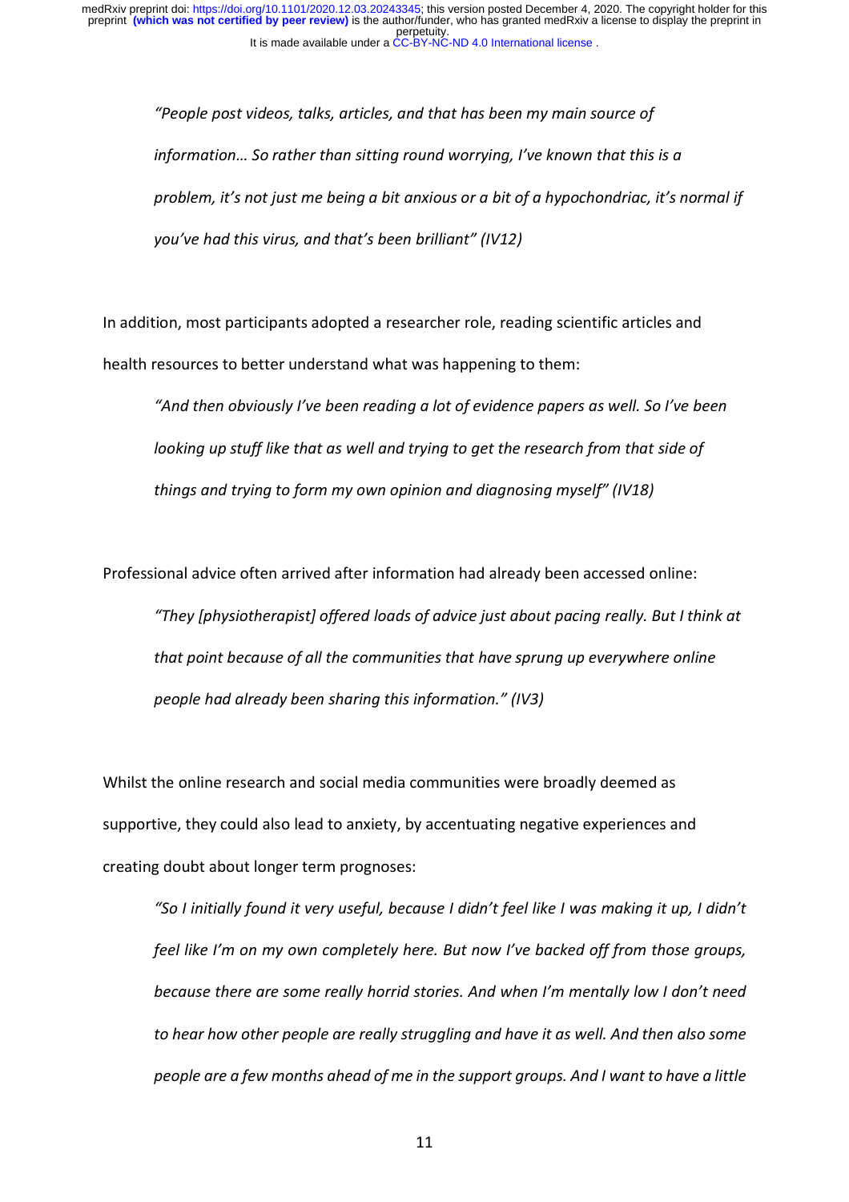> *"People post videos, talks, articles, and that has been my main source of information… So rather than sitting round worrying, I've known that this is a problem, it's not just me being a bit anxious or a bit of a hypochondriac, it's normal if you've had this virus, and that's been brilliant" (IV12)*

In addition, most participants adopted a researcher role, reading scientific articles and health resources to better understand what was happening to them:

> *"And then obviously I've been reading a lot of evidence papers as well. So I've been looking up stuff like that as well and trying to get the research from that side of things and trying to form my own opinion and diagnosing myself" (IV18)*

Professional advice often arrived after information had already been accessed online:

> *"They [physiotherapist] offered loads of advice just about pacing really. But I think at that point because of all the communities that have sprung up everywhere online people had already been sharing this information." (IV3)*

Whilst the online research and social media communities were broadly deemed as supportive, they could also lead to anxiety, by accentuating negative experiences and creating doubt about longer term prognoses:

> *"So I initially found it very useful, because I didn't feel like I was making it up, I didn't feel like I'm on my own completely here. But now I've backed off from those groups, because there are some really horrid stories. And when I'm mentally low I don't need to hear how other people are really struggling and have it as well. And then also some people are a few months ahead of me in the support groups. And I want to have a little*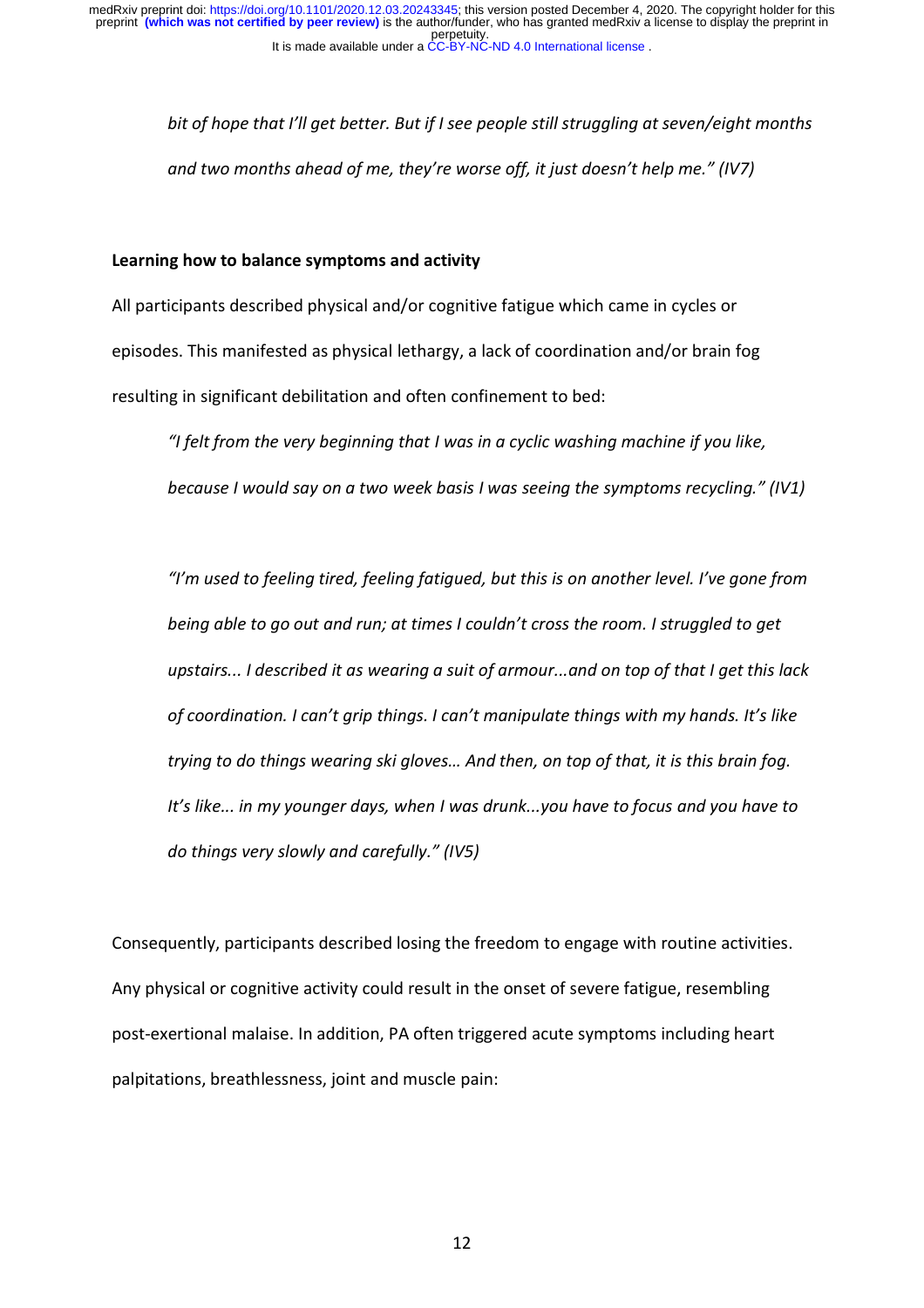*bit of hope that I'll get better. But if I see people still struggling at seven/eight months and two months ahead of me, they're worse off, it just doesn't help me." (IV7)*

**Learning how to balance symptoms and activity**

All participants described physical and/or cognitive fatigue which came in cycles or episodes. This manifested as physical lethargy, a lack of coordination and/or brain fog resulting in significant debilitation and often confinement to bed:

> *"I felt from the very beginning that I was in a cyclic washing machine if you like, because I would say on a two week basis I was seeing the symptoms recycling." (IV1)*

> *"I'm used to feeling tired, feeling fatigued, but this is on another level. I've gone from being able to go out and run; at times I couldn't cross the room. I struggled to get upstairs... I described it as wearing a suit of armour...and on top of that I get this lack of coordination. I can't grip things. I can't manipulate things with my hands. It's like trying to do things wearing ski gloves… And then, on top of that, it is this brain fog. It's like... in my younger days, when I was drunk...you have to focus and you have to do things very slowly and carefully." (IV5)*

Consequently, participants described losing the freedom to engage with routine activities. Any physical or cognitive activity could result in the onset of severe fatigue, resembling post-exertional malaise. In addition, PA often triggered acute symptoms including heart palpitations, breathlessness, joint and muscle pain: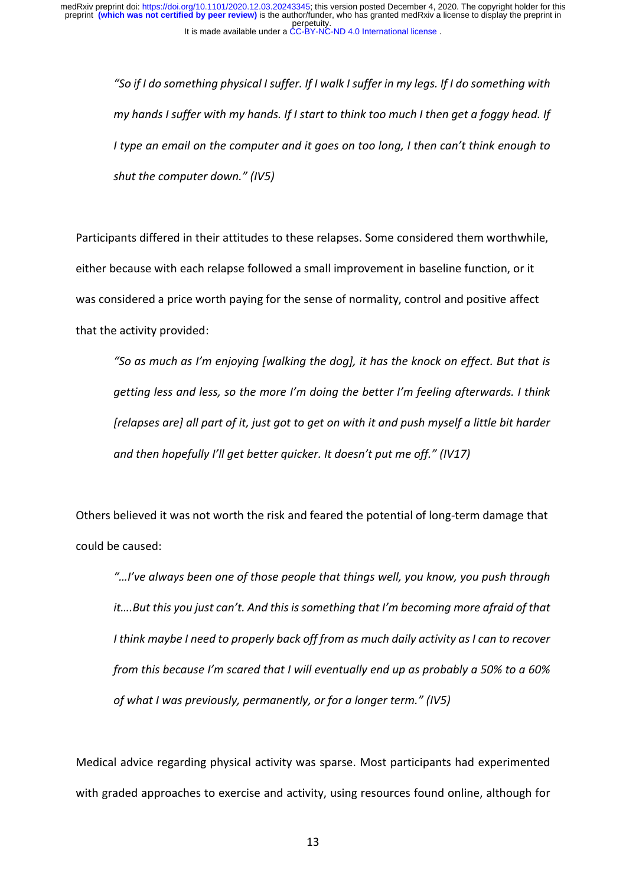> *"So if I do something physical I suffer. If I walk I suffer in my legs. If I do something with my hands I suffer with my hands. If I start to think too much I then get a foggy head. If I type an email on the computer and it goes on too long, I then can't think enough to shut the computer down." (IV5)*

Participants differed in their attitudes to these relapses. Some considered them worthwhile, either because with each relapse followed a small improvement in baseline function, or it was considered a price worth paying for the sense of normality, control and positive affect that the activity provided:

> *"So as much as I'm enjoying [walking the dog], it has the knock on effect. But that is getting less and less, so the more I'm doing the better I'm feeling afterwards. I think [relapses are] all part of it, just got to get on with it and push myself a little bit harder and then hopefully I'll get better quicker. It doesn't put me off." (IV17)*

Others believed it was not worth the risk and feared the potential of long-term damage that could be caused:

> *"…I've always been one of those people that things well, you know, you push through it….But this you just can't. And this is something that I'm becoming more afraid of that I think maybe I need to properly back off from as much daily activity as I can to recover from this because I'm scared that I will eventually end up as probably a 50% to a 60% of what I was previously, permanently, or for a longer term." (IV5)*

Medical advice regarding physical activity was sparse. Most participants had experimented with graded approaches to exercise and activity, using resources found online, although for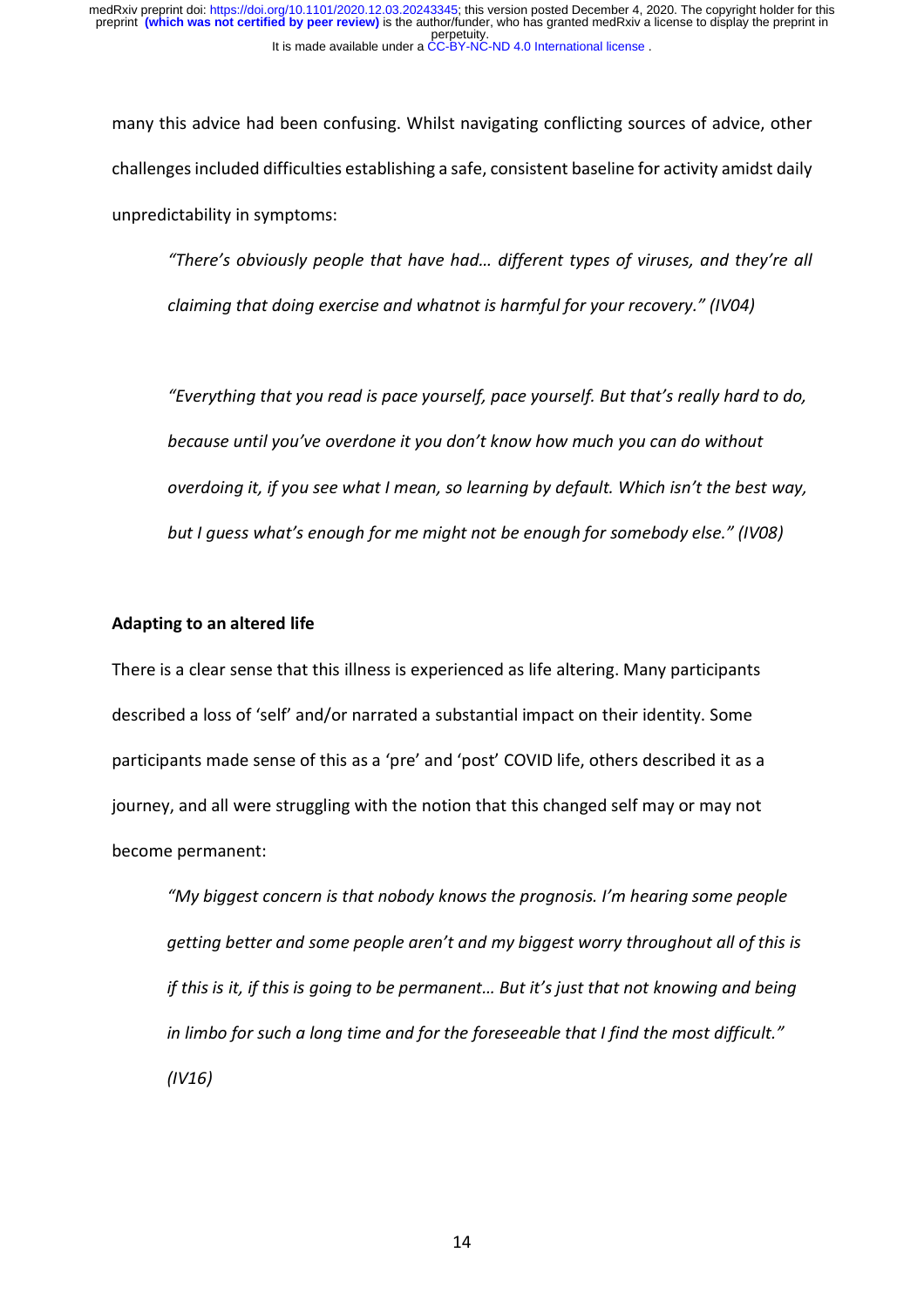many this advice had been confusing. Whilst navigating conflicting sources of advice, other challenges included difficulties establishing a safe, consistent baseline for activity amidst daily unpredictability in symptoms:

> *"There's obviously people that have had… different types of viruses, and they're all claiming that doing exercise and whatnot is harmful for your recovery." (IV04)*

> *"Everything that you read is pace yourself, pace yourself. But that's really hard to do, because until you've overdone it you don't know how much you can do without overdoing it, if you see what I mean, so learning by default. Which isn't the best way, but I guess what's enough for me might not be enough for somebody else." (IV08)*

**Adapting to an altered life**

There is a clear sense that this illness is experienced as life altering. Many participants described a loss of 'self' and/or narrated a substantial impact on their identity. Some participants made sense of this as a 'pre' and 'post' COVID life, others described it as a journey, and all were struggling with the notion that this changed self may or may not become permanent:

> *"My biggest concern is that nobody knows the prognosis. I'm hearing some people getting better and some people aren't and my biggest worry throughout all of this is if this is it, if this is going to be permanent… But it's just that not knowing and being in limbo for such a long time and for the foreseeable that I find the most difficult." (IV16)*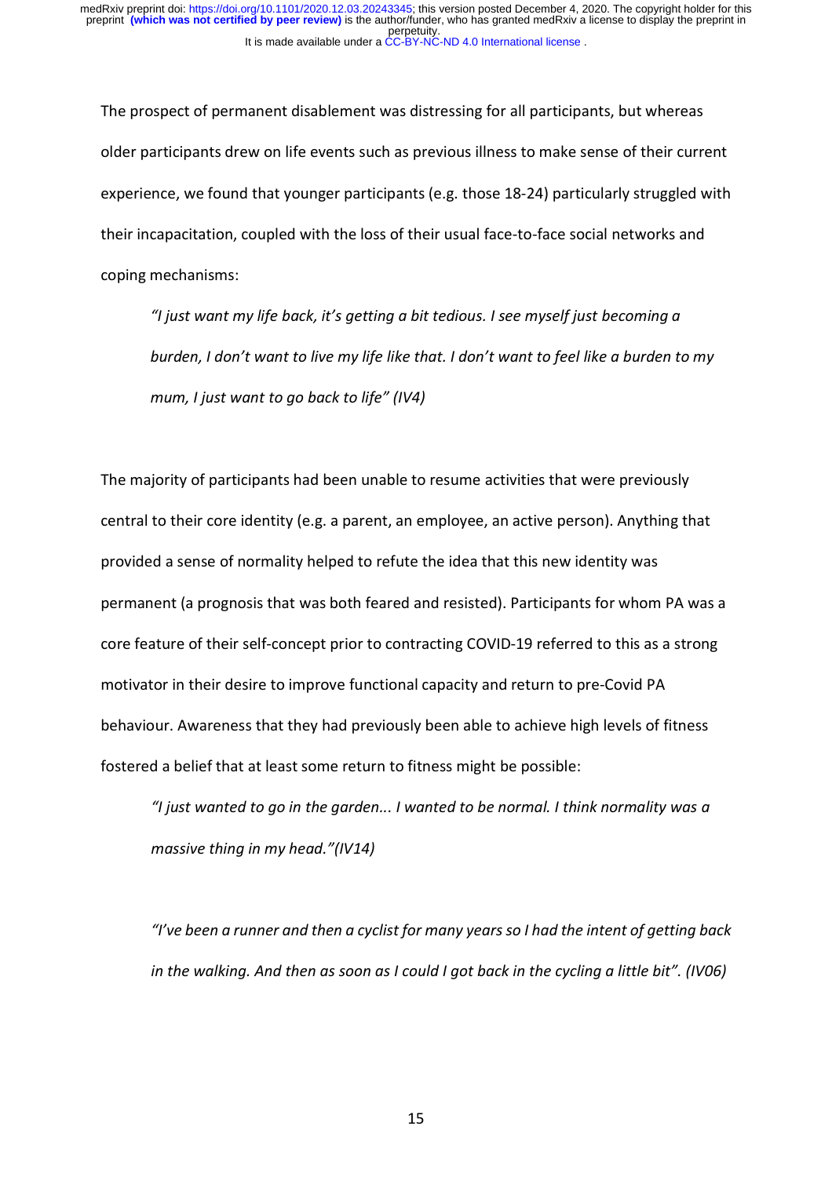The prospect of permanent disablement was distressing for all participants, but whereas older participants drew on life events such as previous illness to make sense of their current experience, we found that younger participants (e.g. those 18-24) particularly struggled with their incapacitation, coupled with the loss of their usual face-to-face social networks and coping mechanisms:

> *"I just want my life back, it's getting a bit tedious. I see myself just becoming a burden, I don't want to live my life like that. I don't want to feel like a burden to my mum, I just want to go back to life" (IV4)*

The majority of participants had been unable to resume activities that were previously central to their core identity (e.g. a parent, an employee, an active person). Anything that provided a sense of normality helped to refute the idea that this new identity was permanent (a prognosis that was both feared and resisted). Participants for whom PA was a core feature of their self-concept prior to contracting COVID-19 referred to this as a strong motivator in their desire to improve functional capacity and return to pre-Covid PA behaviour. Awareness that they had previously been able to achieve high levels of fitness fostered a belief that at least some return to fitness might be possible:

> *"I just wanted to go in the garden... I wanted to be normal. I think normality was a massive thing in my head."(IV14)*

> *"I've been a runner and then a cyclist for many years so I had the intent of getting back in the walking. And then as soon as I could I got back in the cycling a little bit". (IV06)*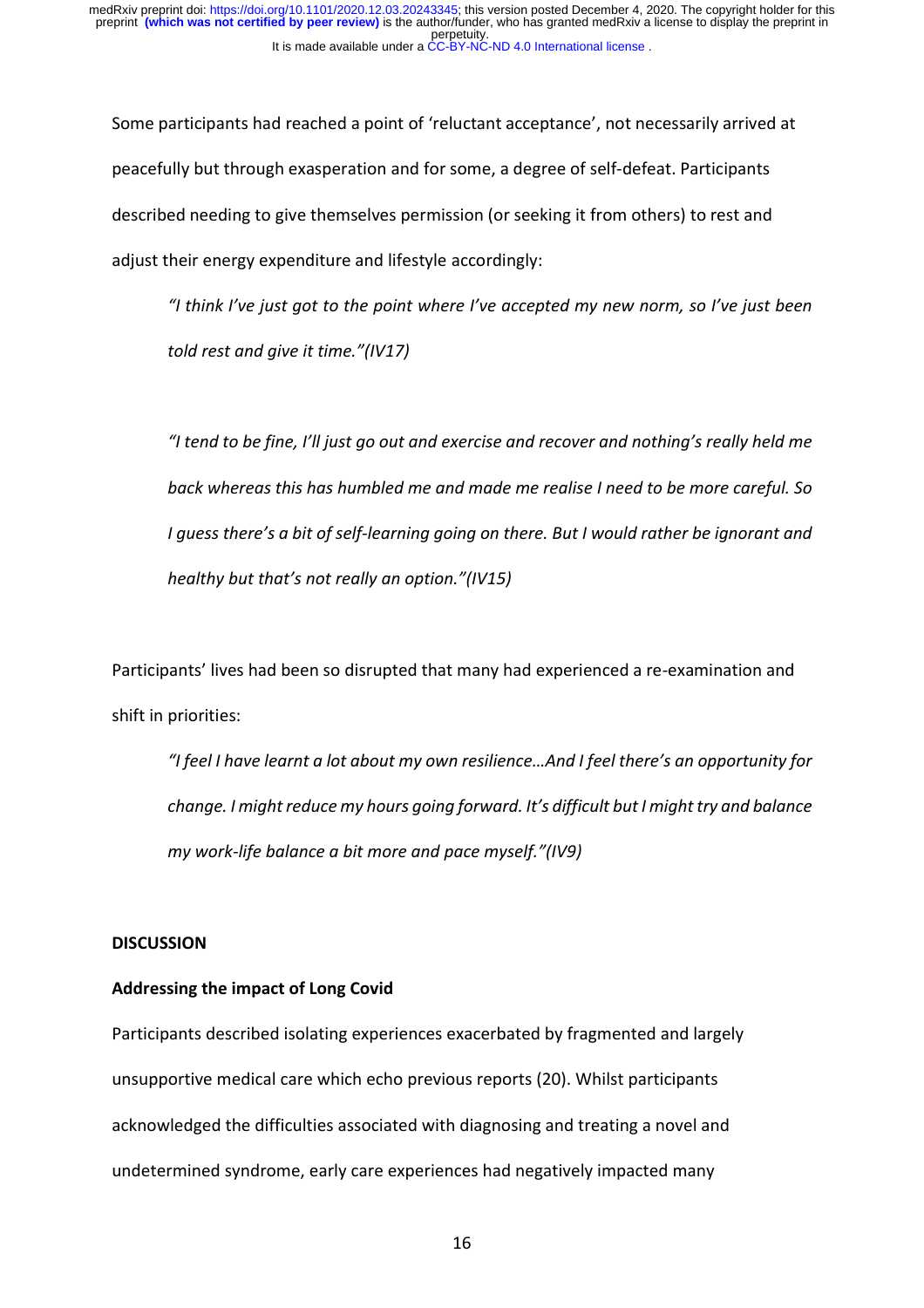Some participants had reached a point of 'reluctant acceptance', not necessarily arrived at peacefully but through exasperation and for some, a degree of self-defeat. Participants described needing to give themselves permission (or seeking it from others) to rest and adjust their energy expenditure and lifestyle accordingly:

> *"I think I've just got to the point where I've accepted my new norm, so I've just been told rest and give it time."(IV17)*

> *"I tend to be fine, I'll just go out and exercise and recover and nothing's really held me back whereas this has humbled me and made me realise I need to be more careful. So I guess there's a bit of self-learning going on there. But I would rather be ignorant and healthy but that's not really an option."(IV15)*

Participants' lives had been so disrupted that many had experienced a re-examination and shift in priorities:

> *"I feel I have learnt a lot about my own resilience…And I feel there's an opportunity for change. I might reduce my hours going forward. It's difficult but I might try and balance my work-life balance a bit more and pace myself."(IV9)*

## DISCUSSION

### Addressing the impact of Long Covid

Participants described isolating experiences exacerbated by fragmented and largely unsupportive medical care which echo previous reports (20). Whilst participants acknowledged the difficulties associated with diagnosing and treating a novel and undetermined syndrome, early care experiences had negatively impacted many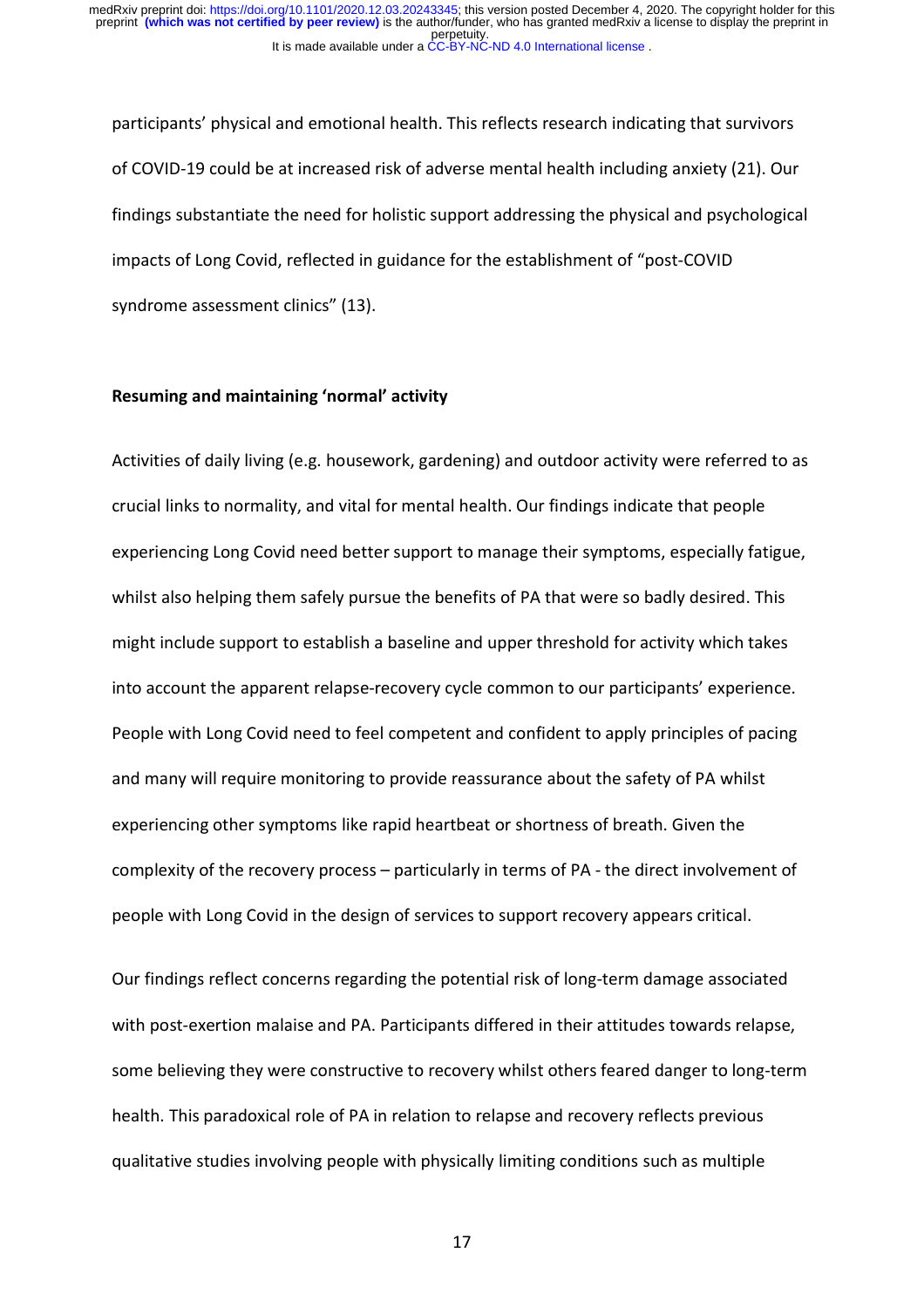participants' physical and emotional health. This reflects research indicating that survivors of COVID-19 could be at increased risk of adverse mental health including anxiety (21). Our findings substantiate the need for holistic support addressing the physical and psychological impacts of Long Covid, reflected in guidance for the establishment of "post-COVID syndrome assessment clinics" (13).

**Resuming and maintaining 'normal' activity**

Activities of daily living (e.g. housework, gardening) and outdoor activity were referred to as crucial links to normality, and vital for mental health. Our findings indicate that people experiencing Long Covid need better support to manage their symptoms, especially fatigue, whilst also helping them safely pursue the benefits of PA that were so badly desired. This might include support to establish a baseline and upper threshold for activity which takes into account the apparent relapse-recovery cycle common to our participants' experience. People with Long Covid need to feel competent and confident to apply principles of pacing and many will require monitoring to provide reassurance about the safety of PA whilst experiencing other symptoms like rapid heartbeat or shortness of breath. Given the complexity of the recovery process – particularly in terms of PA - the direct involvement of people with Long Covid in the design of services to support recovery appears critical.

Our findings reflect concerns regarding the potential risk of long-term damage associated with post-exertion malaise and PA. Participants differed in their attitudes towards relapse, some believing they were constructive to recovery whilst others feared danger to long-term health. This paradoxical role of PA in relation to relapse and recovery reflects previous qualitative studies involving people with physically limiting conditions such as multiple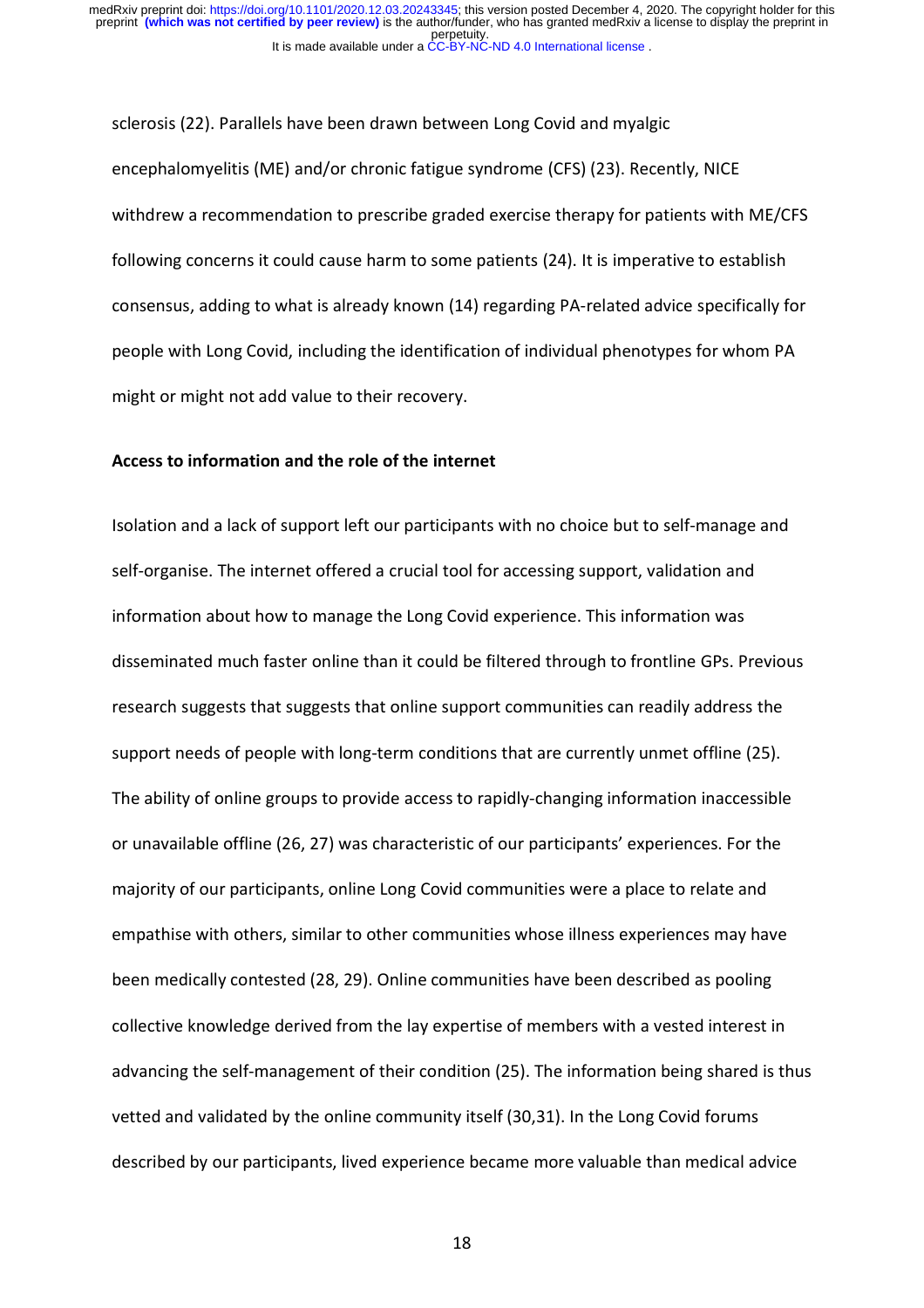sclerosis (22). Parallels have been drawn between Long Covid and myalgic encephalomyelitis (ME) and/or chronic fatigue syndrome (CFS) (23). Recently, NICE withdrew a recommendation to prescribe graded exercise therapy for patients with ME/CFS following concerns it could cause harm to some patients (24). It is imperative to establish consensus, adding to what is already known (14) regarding PA-related advice specifically for people with Long Covid, including the identification of individual phenotypes for whom PA might or might not add value to their recovery.

**Access to information and the role of the internet**

Isolation and a lack of support left our participants with no choice but to self-manage and self-organise. The internet offered a crucial tool for accessing support, validation and information about how to manage the Long Covid experience. This information was disseminated much faster online than it could be filtered through to frontline GPs. Previous research suggests that suggests that online support communities can readily address the support needs of people with long-term conditions that are currently unmet offline (25). The ability of online groups to provide access to rapidly-changing information inaccessible or unavailable offline (26, 27) was characteristic of our participants' experiences. For the majority of our participants, online Long Covid communities were a place to relate and empathise with others, similar to other communities whose illness experiences may have been medically contested (28, 29). Online communities have been described as pooling collective knowledge derived from the lay expertise of members with a vested interest in advancing the self-management of their condition (25). The information being shared is thus vetted and validated by the online community itself (30,31). In the Long Covid forums described by our participants, lived experience became more valuable than medical advice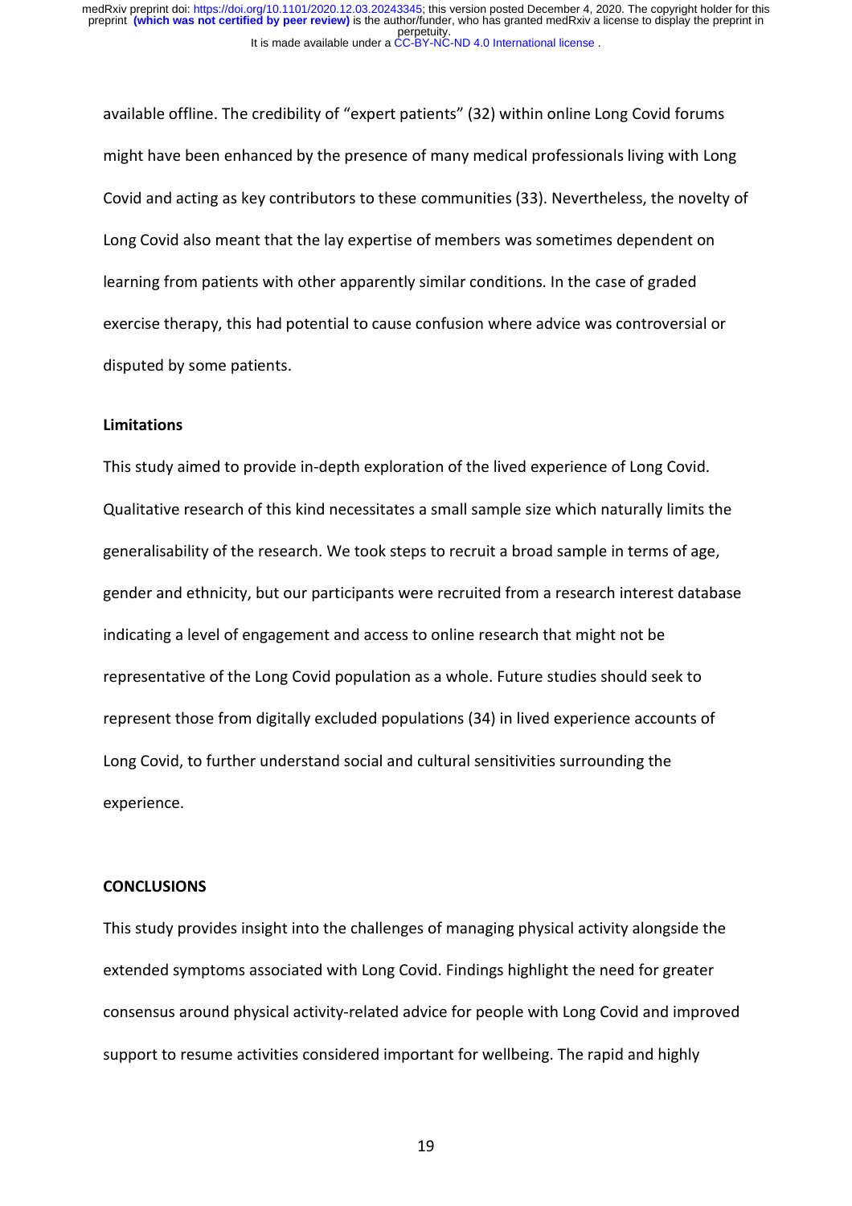available offline. The credibility of "expert patients" (32) within online Long Covid forums might have been enhanced by the presence of many medical professionals living with Long Covid and acting as key contributors to these communities (33). Nevertheless, the novelty of Long Covid also meant that the lay expertise of members was sometimes dependent on learning from patients with other apparently similar conditions. In the case of graded exercise therapy, this had potential to cause confusion where advice was controversial or disputed by some patients.

**Limitations**

This study aimed to provide in-depth exploration of the lived experience of Long Covid. Qualitative research of this kind necessitates a small sample size which naturally limits the generalisability of the research. We took steps to recruit a broad sample in terms of age, gender and ethnicity, but our participants were recruited from a research interest database indicating a level of engagement and access to online research that might not be representative of the Long Covid population as a whole. Future studies should seek to represent those from digitally excluded populations (34) in lived experience accounts of Long Covid, to further understand social and cultural sensitivities surrounding the experience.

## CONCLUSIONS

This study provides insight into the challenges of managing physical activity alongside the extended symptoms associated with Long Covid. Findings highlight the need for greater consensus around physical activity-related advice for people with Long Covid and improved support to resume activities considered important for wellbeing. The rapid and highly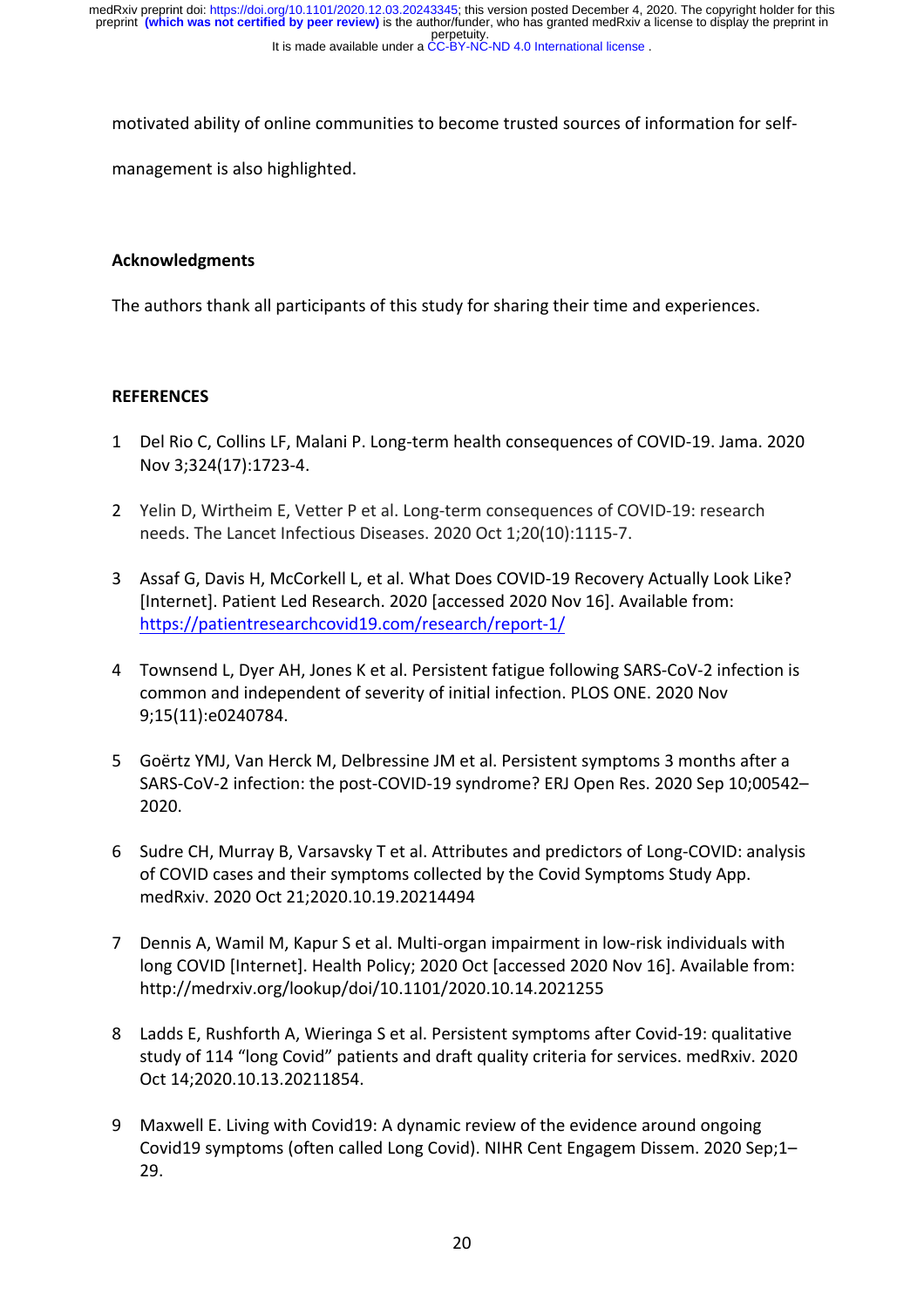motivated ability of online communities to become trusted sources of information for self-management is also highlighted.

## Acknowledgments

The authors thank all participants of this study for sharing their time and experiences.

## REFERENCES

1. Del Rio C, Collins LF, Malani P. Long-term health consequences of COVID-19. Jama. 2020 Nov 3;324(17):1723-4.

2. Yelin D, Wirtheim E, Vetter P et al. Long-term consequences of COVID-19: research needs. The Lancet Infectious Diseases. 2020 Oct 1;20(10):1115-7.

3. Assaf G, Davis H, McCorkell L, et al. What Does COVID-19 Recovery Actually Look Like? [Internet]. Patient Led Research. 2020 [accessed 2020 Nov 16]. Available from: https://patientresearchcovid19.com/research/report-1/

4. Townsend L, Dyer AH, Jones K et al. Persistent fatigue following SARS-CoV-2 infection is common and independent of severity of initial infection. PLOS ONE. 2020 Nov 9;15(11):e0240784.

5. Goërtz YMJ, Van Herck M, Delbressine JM et al. Persistent symptoms 3 months after a SARS-CoV-2 infection: the post-COVID-19 syndrome? ERJ Open Res. 2020 Sep 10;00542–2020.

6. Sudre CH, Murray B, Varsavsky T et al. Attributes and predictors of Long-COVID: analysis of COVID cases and their symptoms collected by the Covid Symptoms Study App. medRxiv. 2020 Oct 21;2020.10.19.20214494

7. Dennis A, Wamil M, Kapur S et al. Multi-organ impairment in low-risk individuals with long COVID [Internet]. Health Policy; 2020 Oct [accessed 2020 Nov 16]. Available from: http://medrxiv.org/lookup/doi/10.1101/2020.10.14.2021255

8. Ladds E, Rushforth A, Wieringa S et al. Persistent symptoms after Covid-19: qualitative study of 114 "long Covid" patients and draft quality criteria for services. medRxiv. 2020 Oct 14;2020.10.13.20211854.

9. Maxwell E. Living with Covid19: A dynamic review of the evidence around ongoing Covid19 symptoms (often called Long Covid). NIHR Cent Engagem Dissem. 2020 Sep;1–29.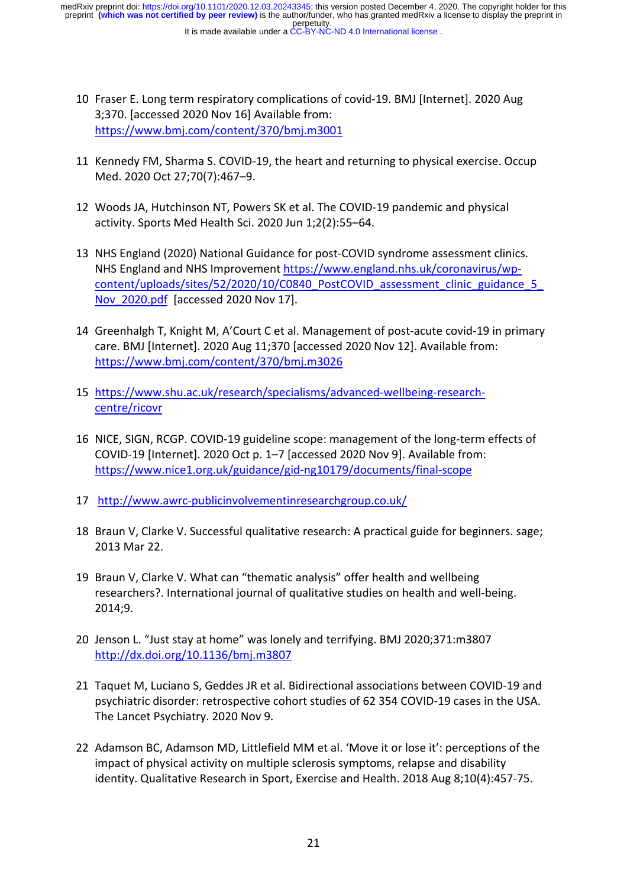10 Fraser E. Long term respiratory complications of covid-19. BMJ [Internet]. 2020 Aug 3;370. [accessed 2020 Nov 16] Available from: https://www.bmj.com/content/370/bmj.m3001

11 Kennedy FM, Sharma S. COVID-19, the heart and returning to physical exercise. Occup Med. 2020 Oct 27;70(7):467–9.

12 Woods JA, Hutchinson NT, Powers SK et al. The COVID-19 pandemic and physical activity. Sports Med Health Sci. 2020 Jun 1;2(2):55–64.

13 NHS England (2020) National Guidance for post-COVID syndrome assessment clinics. NHS England and NHS Improvement https://www.england.nhs.uk/coronavirus/wp-content/uploads/sites/52/2020/10/C0840_PostCOVID_assessment_clinic_guidance_5_Nov_2020.pdf [accessed 2020 Nov 17].

14 Greenhalgh T, Knight M, A'Court C et al. Management of post-acute covid-19 in primary care. BMJ [Internet]. 2020 Aug 11;370 [accessed 2020 Nov 12]. Available from: https://www.bmj.com/content/370/bmj.m3026

15 https://www.shu.ac.uk/research/specialisms/advanced-wellbeing-research-centre/ricovr

16 NICE, SIGN, RCGP. COVID-19 guideline scope: management of the long-term effects of COVID-19 [Internet]. 2020 Oct p. 1–7 [accessed 2020 Nov 9]. Available from: https://www.nice1.org.uk/guidance/gid-ng10179/documents/final-scope

17 http://www.awrc-publicinvolvementinresearchgroup.co.uk/

18 Braun V, Clarke V. Successful qualitative research: A practical guide for beginners. sage; 2013 Mar 22.

19 Braun V, Clarke V. What can "thematic analysis" offer health and wellbeing researchers?. International journal of qualitative studies on health and well-being. 2014;9.

20 Jenson L. "Just stay at home" was lonely and terrifying. BMJ 2020;371:m3807 http://dx.doi.org/10.1136/bmj.m3807

21 Taquet M, Luciano S, Geddes JR et al. Bidirectional associations between COVID-19 and psychiatric disorder: retrospective cohort studies of 62 354 COVID-19 cases in the USA. The Lancet Psychiatry. 2020 Nov 9.

22 Adamson BC, Adamson MD, Littlefield MM et al. 'Move it or lose it': perceptions of the impact of physical activity on multiple sclerosis symptoms, relapse and disability identity. Qualitative Research in Sport, Exercise and Health. 2018 Aug 8;10(4):457-75.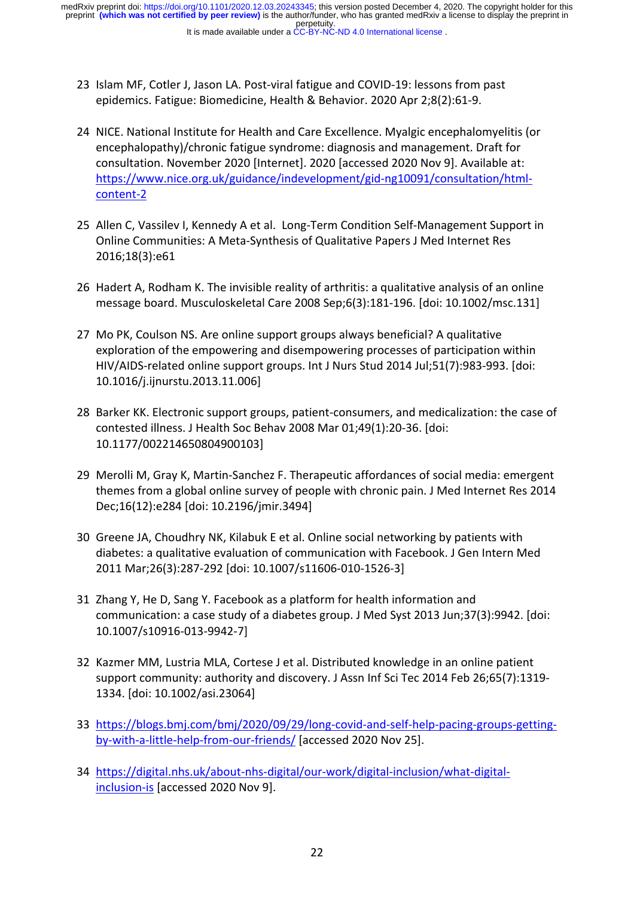23 Islam MF, Cotler J, Jason LA. Post-viral fatigue and COVID-19: lessons from past epidemics. Fatigue: Biomedicine, Health & Behavior. 2020 Apr 2;8(2):61-9.

24 NICE. National Institute for Health and Care Excellence. Myalgic encephalomyelitis (or encephalopathy)/chronic fatigue syndrome: diagnosis and management. Draft for consultation. November 2020 [Internet]. 2020 [accessed 2020 Nov 9]. Available at: https://www.nice.org.uk/guidance/indevelopment/gid-ng10091/consultation/html-content-2

25 Allen C, Vassilev I, Kennedy A et al. Long-Term Condition Self-Management Support in Online Communities: A Meta-Synthesis of Qualitative Papers J Med Internet Res 2016;18(3):e61

26 Hadert A, Rodham K. The invisible reality of arthritis: a qualitative analysis of an online message board. Musculoskeletal Care 2008 Sep;6(3):181-196. [doi: 10.1002/msc.131]

27 Mo PK, Coulson NS. Are online support groups always beneficial? A qualitative exploration of the empowering and disempowering processes of participation within HIV/AIDS-related online support groups. Int J Nurs Stud 2014 Jul;51(7):983-993. [doi: 10.1016/j.ijnurstu.2013.11.006]

28 Barker KK. Electronic support groups, patient-consumers, and medicalization: the case of contested illness. J Health Soc Behav 2008 Mar 01;49(1):20-36. [doi: 10.1177/002214650804900103]

29 Merolli M, Gray K, Martin-Sanchez F. Therapeutic affordances of social media: emergent themes from a global online survey of people with chronic pain. J Med Internet Res 2014 Dec;16(12):e284 [doi: 10.2196/jmir.3494]

30 Greene JA, Choudhry NK, Kilabuk E et al. Online social networking by patients with diabetes: a qualitative evaluation of communication with Facebook. J Gen Intern Med 2011 Mar;26(3):287-292 [doi: 10.1007/s11606-010-1526-3]

31 Zhang Y, He D, Sang Y. Facebook as a platform for health information and communication: a case study of a diabetes group. J Med Syst 2013 Jun;37(3):9942. [doi: 10.1007/s10916-013-9942-7]

32 Kazmer MM, Lustria MLA, Cortese J et al. Distributed knowledge in an online patient support community: authority and discovery. J Assn Inf Sci Tec 2014 Feb 26;65(7):1319-1334. [doi: 10.1002/asi.23064]

33 https://blogs.bmj.com/bmj/2020/09/29/long-covid-and-self-help-pacing-groups-getting-by-with-a-little-help-from-our-friends/ [accessed 2020 Nov 25].

34 https://digital.nhs.uk/about-nhs-digital/our-work/digital-inclusion/what-digital-inclusion-is [accessed 2020 Nov 9].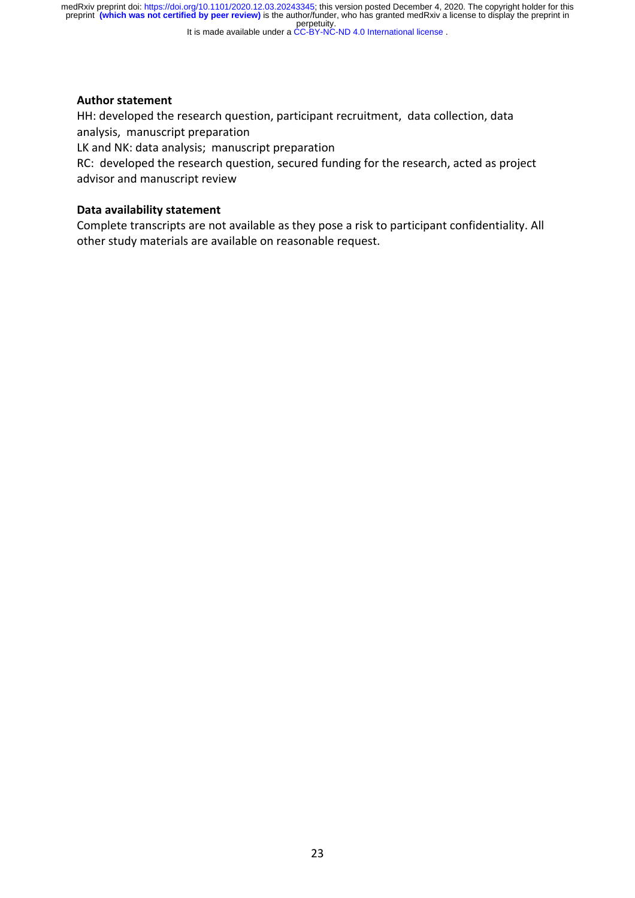**Author statement**

HH: developed the research question, participant recruitment, data collection, data analysis, manuscript preparation

LK and NK: data analysis; manuscript preparation

RC: developed the research question, secured funding for the research, acted as project advisor and manuscript review

**Data availability statement**

Complete transcripts are not available as they pose a risk to participant confidentiality. All other study materials are available on reasonable request.